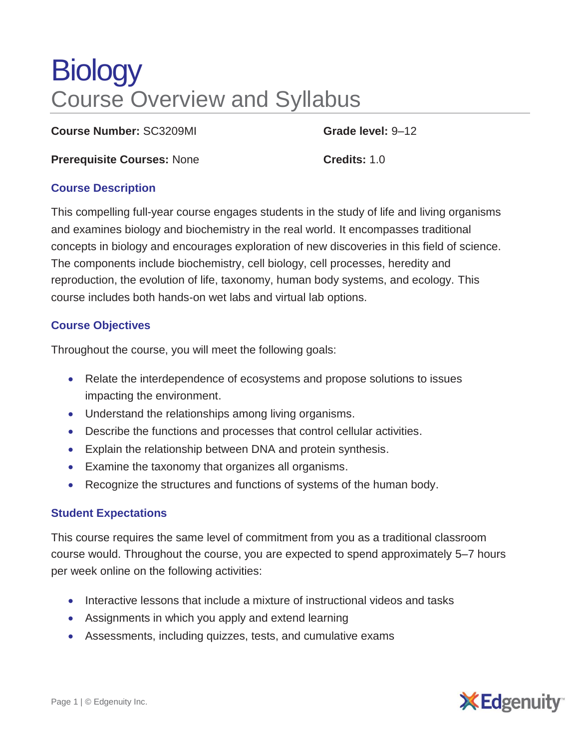# Biology

## Course Overview and Syllabus

**Course Number:** SC3209MI

**Grade level:** 9–12

**Prerequisite Courses:** None

**Credits:** 1.0

### Course Description

This compelling full-year course engages students in the study of life and living organisms and examines biology and biochemistry in the real world. It encompasses traditional concepts in biology and encourages exploration of new discoveries in this field of science. The components include biochemistry, cell biology, cell processes, heredity and reproduction, the evolution of life, taxonomy, human body systems, and ecology. This course includes both hands-on wet labs and virtual lab options.

### Course Objectives

Throughout the course, you will meet the following goals:

- Relate the interdependence of ecosystems and propose solutions to issues impacting the environment.
- Understand the relationships among living organisms.
- Describe the functions and processes that control cellular activities.
- Explain the relationship between DNA and protein synthesis.
- Examine the taxonomy that organizes all organisms.
- Recognize the structures and functions of systems of the human body.

### Student Expectations

This course requires the same level of commitment from you as a traditional classroom course would. Throughout the course, you are expected to spend approximately 5–7 hours per week online on the following activities:

- Interactive lessons that include a mixture of instructional videos and tasks
- Assignments in which you apply and extend learning
- Assessments, including quizzes, tests, and cumulative exams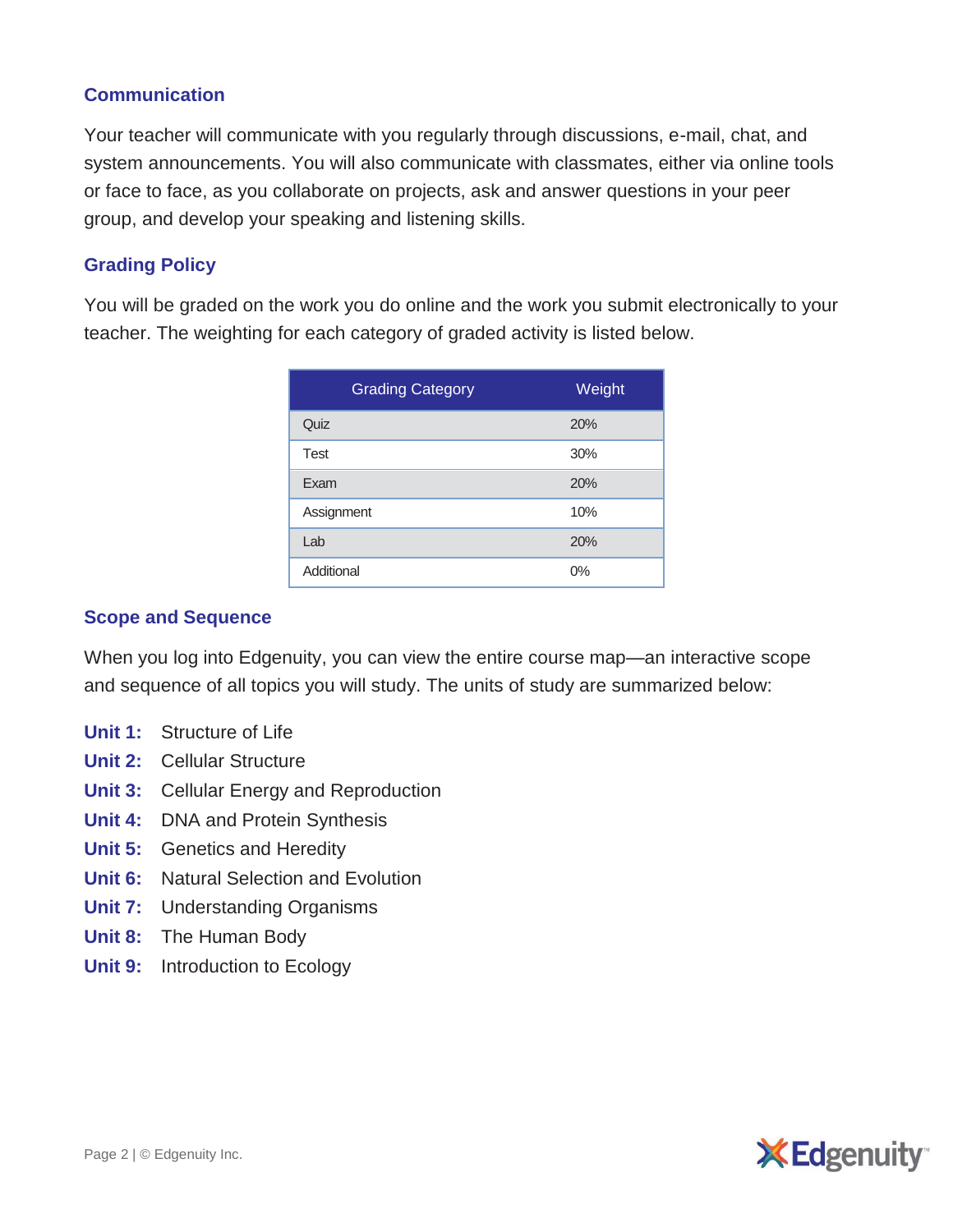## Communication

Your teacher will communicate with you regularly through discussions, e-mail, chat, and system announcements. You will also communicate with classmates, either via online tools or face to face, as you collaborate on projects, ask and answer questions in your peer group, and develop your speaking and listening skills.

## Grading Policy

You will be graded on the work you do online and the work you submit electronically to your teacher. The weighting for each category of graded activity is listed below.

| Grading Category | Weight |
|---|---|
| Quiz | 20% |
| Test | 30% |
| Exam | 20% |
| Assignment | 10% |
| Lab | 20% |
| Additional | 0% |

## Scope and Sequence

When you log into Edgenuity, you can view the entire course map—an interactive scope and sequence of all topics you will study. The units of study are summarized below:

**Unit 1:** Structure of Life
**Unit 2:** Cellular Structure
**Unit 3:** Cellular Energy and Reproduction
**Unit 4:** DNA and Protein Synthesis
**Unit 5:** Genetics and Heredity
**Unit 6:** Natural Selection and Evolution
**Unit 7:** Understanding Organisms
**Unit 8:** The Human Body
**Unit 9:** Introduction to Ecology